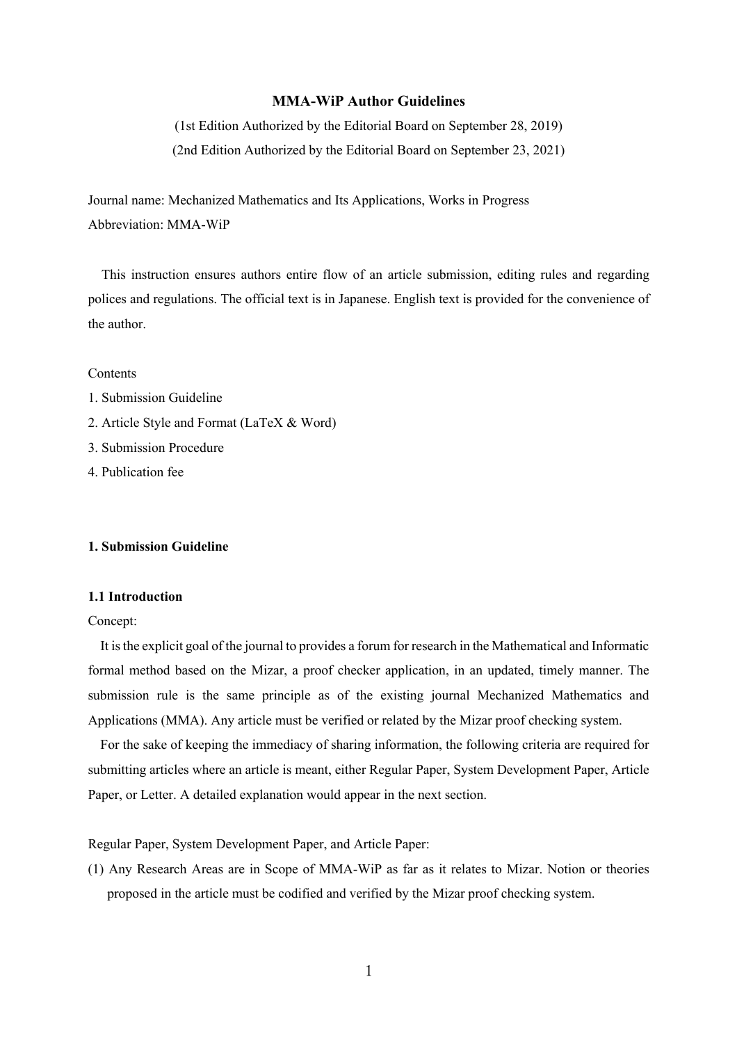# MMA-WiP Author Guidelines

(1st Edition Authorized by the Editorial Board on September 28, 2019)

(2nd Edition Authorized by the Editorial Board on September 23, 2021)

Journal name: Mechanized Mathematics and Its Applications, Works in Progress

Abbreviation: MMA-WiP

This instruction ensures authors entire flow of an article submission, editing rules and regarding polices and regulations. The official text is in Japanese. English text is provided for the convenience of the author.

Contents

1. Submission Guideline
2. Article Style and Format (LaTeX & Word)
3. Submission Procedure
4. Publication fee

## 1. Submission Guideline

### 1.1 Introduction

Concept:

It is the explicit goal of the journal to provides a forum for research in the Mathematical and Informatic formal method based on the Mizar, a proof checker application, in an updated, timely manner. The submission rule is the same principle as of the existing journal Mechanized Mathematics and Applications (MMA). Any article must be verified or related by the Mizar proof checking system.

For the sake of keeping the immediacy of sharing information, the following criteria are required for submitting articles where an article is meant, either Regular Paper, System Development Paper, Article Paper, or Letter. A detailed explanation would appear in the next section.

Regular Paper, System Development Paper, and Article Paper:

(1) Any Research Areas are in Scope of MMA-WiP as far as it relates to Mizar. Notion or theories proposed in the article must be codified and verified by the Mizar proof checking system.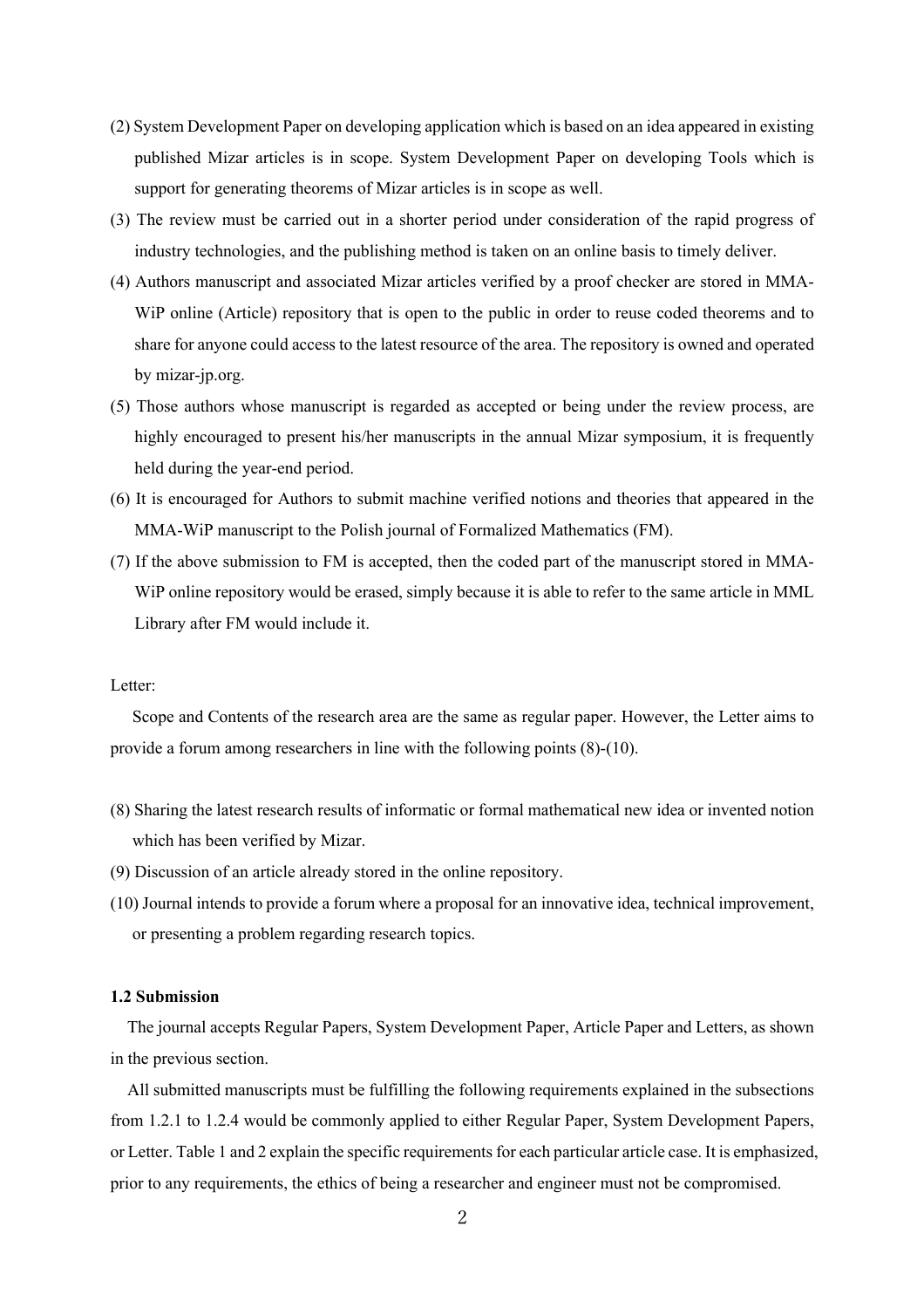(2) System Development Paper on developing application which is based on an idea appeared in existing published Mizar articles is in scope. System Development Paper on developing Tools which is support for generating theorems of Mizar articles is in scope as well.

(3) The review must be carried out in a shorter period under consideration of the rapid progress of industry technologies, and the publishing method is taken on an online basis to timely deliver.

(4) Authors manuscript and associated Mizar articles verified by a proof checker are stored in MMA-WiP online (Article) repository that is open to the public in order to reuse coded theorems and to share for anyone could access to the latest resource of the area. The repository is owned and operated by mizar-jp.org.

(5) Those authors whose manuscript is regarded as accepted or being under the review process, are highly encouraged to present his/her manuscripts in the annual Mizar symposium, it is frequently held during the year-end period.

(6) It is encouraged for Authors to submit machine verified notions and theories that appeared in the MMA-WiP manuscript to the Polish journal of Formalized Mathematics (FM).

(7) If the above submission to FM is accepted, then the coded part of the manuscript stored in MMA-WiP online repository would be erased, simply because it is able to refer to the same article in MML Library after FM would include it.

Letter:

Scope and Contents of the research area are the same as regular paper. However, the Letter aims to provide a forum among researchers in line with the following points (8)-(10).

(8) Sharing the latest research results of informatic or formal mathematical new idea or invented notion which has been verified by Mizar.

(9) Discussion of an article already stored in the online repository.

(10) Journal intends to provide a forum where a proposal for an innovative idea, technical improvement, or presenting a problem regarding research topics.

### 1.2 Submission

The journal accepts Regular Papers, System Development Paper, Article Paper and Letters, as shown in the previous section.

All submitted manuscripts must be fulfilling the following requirements explained in the subsections from 1.2.1 to 1.2.4 would be commonly applied to either Regular Paper, System Development Papers, or Letter. Table 1 and 2 explain the specific requirements for each particular article case. It is emphasized, prior to any requirements, the ethics of being a researcher and engineer must not be compromised.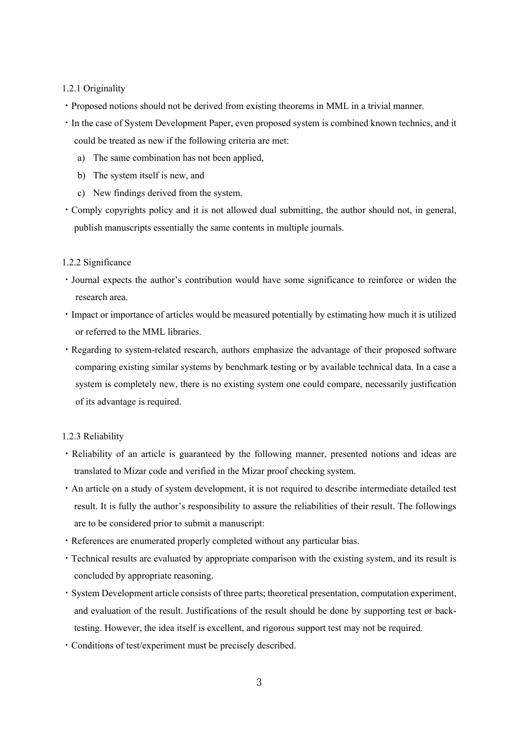### 1.2.1 Originality

- Proposed notions should not be derived from existing theorems in MML in a trivial manner.
- In the case of System Development Paper, even proposed system is combined known technics, and it could be treated as new if the following criteria are met:
  a) The same combination has not been applied,
  b) The system itself is new, and
  c) New findings derived from the system.
- Comply copyrights policy and it is not allowed dual submitting, the author should not, in general, publish manuscripts essentially the same contents in multiple journals.

### 1.2.2 Significance

- Journal expects the author's contribution would have some significance to reinforce or widen the research area.
- Impact or importance of articles would be measured potentially by estimating how much it is utilized or referred to the MML libraries.
- Regarding to system-related research, authors emphasize the advantage of their proposed software comparing existing similar systems by benchmark testing or by available technical data. In a case a system is completely new, there is no existing system one could compare, necessarily justification of its advantage is required.

### 1.2.3 Reliability

- Reliability of an article is guaranteed by the following manner, presented notions and ideas are translated to Mizar code and verified in the Mizar proof checking system.
- An article on a study of system development, it is not required to describe intermediate detailed test result. It is fully the author's responsibility to assure the reliabilities of their result. The followings are to be considered prior to submit a manuscript:
- References are enumerated properly completed without any particular bias.
- Technical results are evaluated by appropriate comparison with the existing system, and its result is concluded by appropriate reasoning.
- System Development article consists of three parts; theoretical presentation, computation experiment, and evaluation of the result. Justifications of the result should be done by supporting test or back-testing. However, the idea itself is excellent, and rigorous support test may not be required.
- Conditions of test/experiment must be precisely described.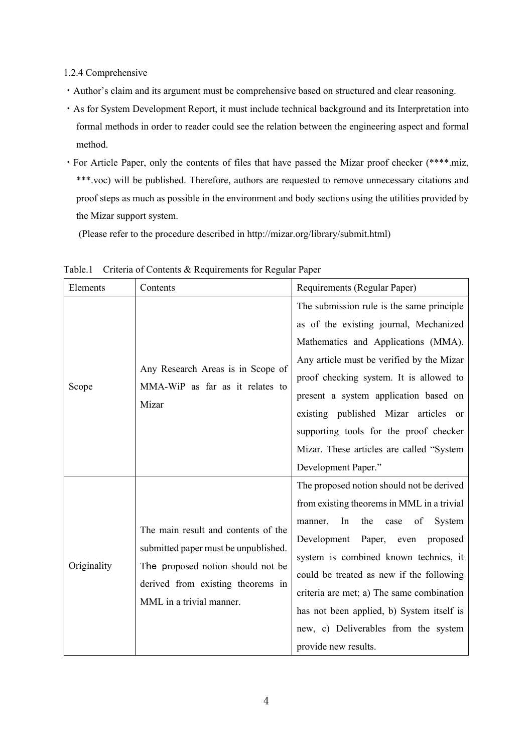1.2.4 Comprehensive

- Author's claim and its argument must be comprehensive based on structured and clear reasoning.
- As for System Development Report, it must include technical background and its Interpretation into formal methods in order to reader could see the relation between the engineering aspect and formal method.
- For Article Paper, only the contents of files that have passed the Mizar proof checker (****.miz, ***.voc) will be published. Therefore, authors are requested to remove unnecessary citations and proof steps as much as possible in the environment and body sections using the utilities provided by the Mizar support system.

 (Please refer to the procedure described in http://mizar.org/library/submit.html)

Table.1 Criteria of Contents & Requirements for Regular Paper

| Elements | Contents | Requirements (Regular Paper) |
|---|---|---|
| Scope | Any Research Areas is in Scope of MMA-WiP as far as it relates to Mizar | The submission rule is the same principle as of the existing journal, Mechanized Mathematics and Applications (MMA). Any article must be verified by the Mizar proof checking system. It is allowed to present a system application based on existing published Mizar articles or supporting tools for the proof checker Mizar. These articles are called "System Development Paper." |
| Originality | The main result and contents of the submitted paper must be unpublished. The proposed notion should not be derived from existing theorems in MML in a trivial manner. | The proposed notion should not be derived from existing theorems in MML in a trivial manner. In the case of System Development Paper, even proposed system is combined known technics, it could be treated as new if the following criteria are met; a) The same combination has not been applied, b) System itself is new, c) Deliverables from the system provide new results. |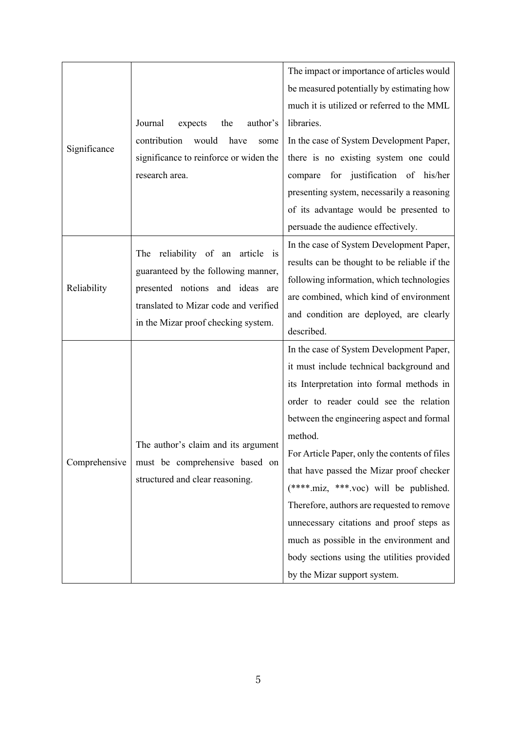| | | |
|---|---|---|
| Significance | Journal expects the author's contribution would have some significance to reinforce or widen the research area. | The impact or importance of articles would be measured potentially by estimating how much it is utilized or referred to the MML libraries.<br>In the case of System Development Paper, there is no existing system one could compare for justification of his/her presenting system, necessarily a reasoning of its advantage would be presented to persuade the audience effectively. |
| Reliability | The reliability of an article is guaranteed by the following manner, presented notions and ideas are translated to Mizar code and verified in the Mizar proof checking system. | In the case of System Development Paper, results can be thought to be reliable if the following information, which technologies are combined, which kind of environment and condition are deployed, are clearly described. |
| Comprehensive | The author's claim and its argument must be comprehensive based on structured and clear reasoning. | In the case of System Development Paper, it must include technical background and its Interpretation into formal methods in order to reader could see the relation between the engineering aspect and formal method.<br>For Article Paper, only the contents of files that have passed the Mizar proof checker (****.miz, ***.voc) will be published. Therefore, authors are requested to remove unnecessary citations and proof steps as much as possible in the environment and body sections using the utilities provided by the Mizar support system. |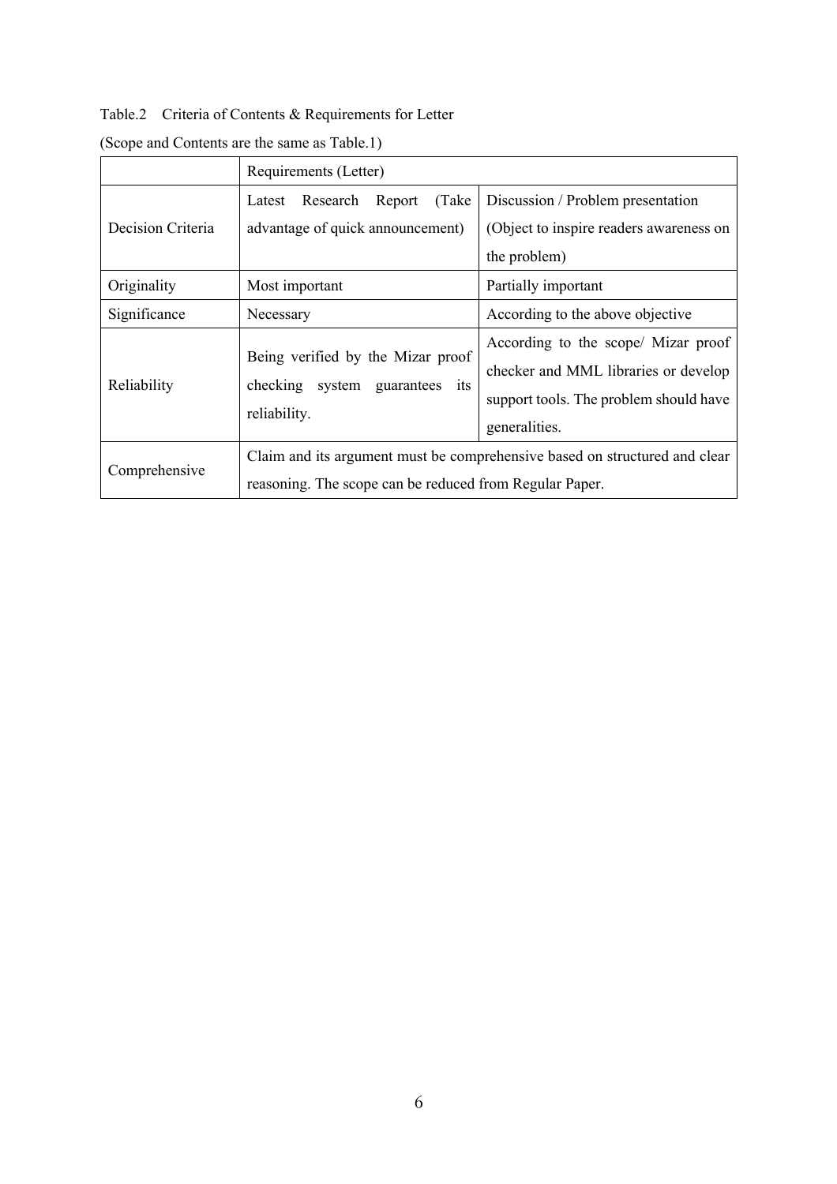Table.2 Criteria of Contents & Requirements for Letter

(Scope and Contents are the same as Table.1)

| | Requirements (Letter) | |
|---|---|---|
| Decision Criteria | Latest Research Report (Take advantage of quick announcement) | Discussion / Problem presentation (Object to inspire readers awareness on the problem) |
| Originality | Most important | Partially important |
| Significance | Necessary | According to the above objective |
| Reliability | Being verified by the Mizar proof checking system guarantees its reliability. | According to the scope/ Mizar proof checker and MML libraries or develop support tools. The problem should have generalities. |
| Comprehensive | Claim and its argument must be comprehensive based on structured and clear reasoning. The scope can be reduced from Regular Paper. | |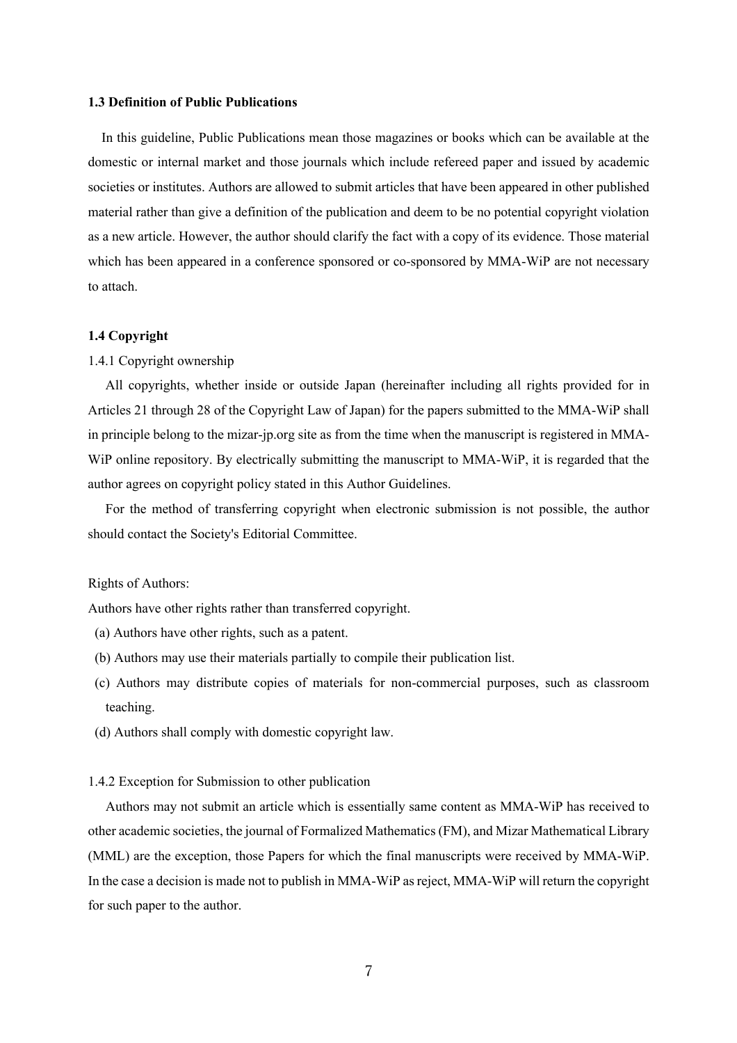### 1.3 Definition of Public Publications

In this guideline, Public Publications mean those magazines or books which can be available at the domestic or internal market and those journals which include refereed paper and issued by academic societies or institutes. Authors are allowed to submit articles that have been appeared in other published material rather than give a definition of the publication and deem to be no potential copyright violation as a new article. However, the author should clarify the fact with a copy of its evidence. Those material which has been appeared in a conference sponsored or co-sponsored by MMA-WiP are not necessary to attach.

### 1.4 Copyright

1.4.1 Copyright ownership

All copyrights, whether inside or outside Japan (hereinafter including all rights provided for in Articles 21 through 28 of the Copyright Law of Japan) for the papers submitted to the MMA-WiP shall in principle belong to the mizar-jp.org site as from the time when the manuscript is registered in MMA-WiP online repository. By electrically submitting the manuscript to MMA-WiP, it is regarded that the author agrees on copyright policy stated in this Author Guidelines.

For the method of transferring copyright when electronic submission is not possible, the author should contact the Society's Editorial Committee.

Rights of Authors:

Authors have other rights rather than transferred copyright.

(a) Authors have other rights, such as a patent.

(b) Authors may use their materials partially to compile their publication list.

(c) Authors may distribute copies of materials for non-commercial purposes, such as classroom teaching.

(d) Authors shall comply with domestic copyright law.

1.4.2 Exception for Submission to other publication

Authors may not submit an article which is essentially same content as MMA-WiP has received to other academic societies, the journal of Formalized Mathematics (FM), and Mizar Mathematical Library (MML) are the exception, those Papers for which the final manuscripts were received by MMA-WiP. In the case a decision is made not to publish in MMA-WiP as reject, MMA-WiP will return the copyright for such paper to the author.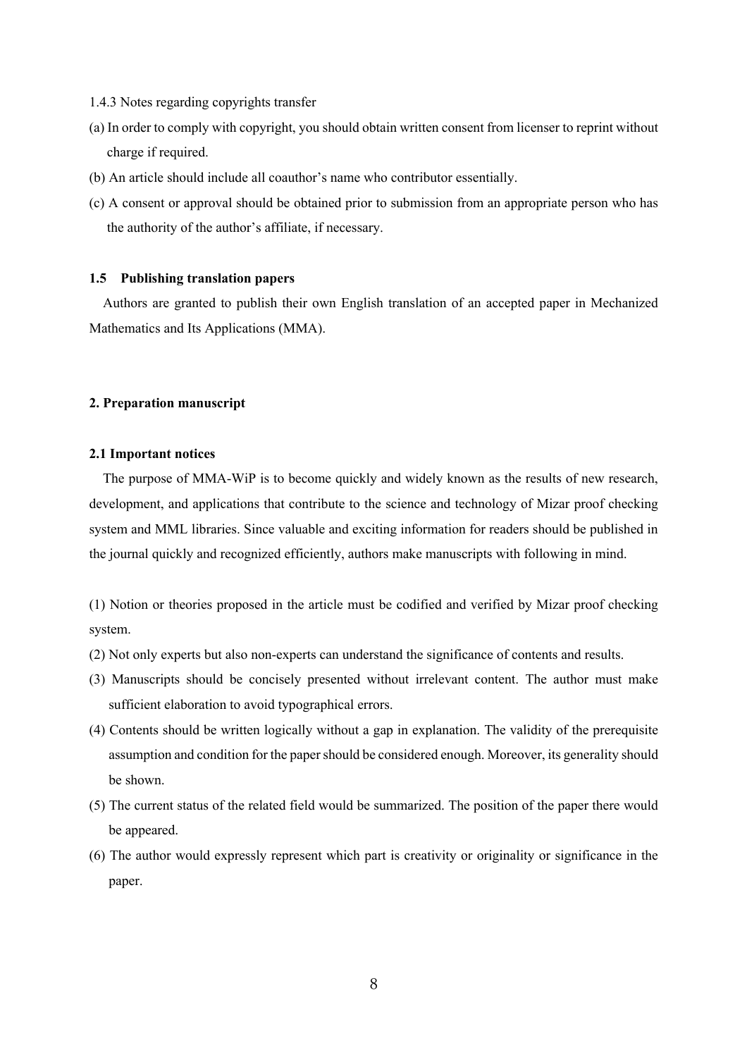1.4.3 Notes regarding copyrights transfer

(a) In order to comply with copyright, you should obtain written consent from licenser to reprint without charge if required.

(b) An article should include all coauthor's name who contributor essentially.

(c) A consent or approval should be obtained prior to submission from an appropriate person who has the authority of the author's affiliate, if necessary.

### 1.5 Publishing translation papers

Authors are granted to publish their own English translation of an accepted paper in Mechanized Mathematics and Its Applications (MMA).

## 2. Preparation manuscript

### 2.1 Important notices

The purpose of MMA-WiP is to become quickly and widely known as the results of new research, development, and applications that contribute to the science and technology of Mizar proof checking system and MML libraries. Since valuable and exciting information for readers should be published in the journal quickly and recognized efficiently, authors make manuscripts with following in mind.

(1) Notion or theories proposed in the article must be codified and verified by Mizar proof checking system.

(2) Not only experts but also non-experts can understand the significance of contents and results.

(3) Manuscripts should be concisely presented without irrelevant content. The author must make sufficient elaboration to avoid typographical errors.

(4) Contents should be written logically without a gap in explanation. The validity of the prerequisite assumption and condition for the paper should be considered enough. Moreover, its generality should be shown.

(5) The current status of the related field would be summarized. The position of the paper there would be appeared.

(6) The author would expressly represent which part is creativity or originality or significance in the paper.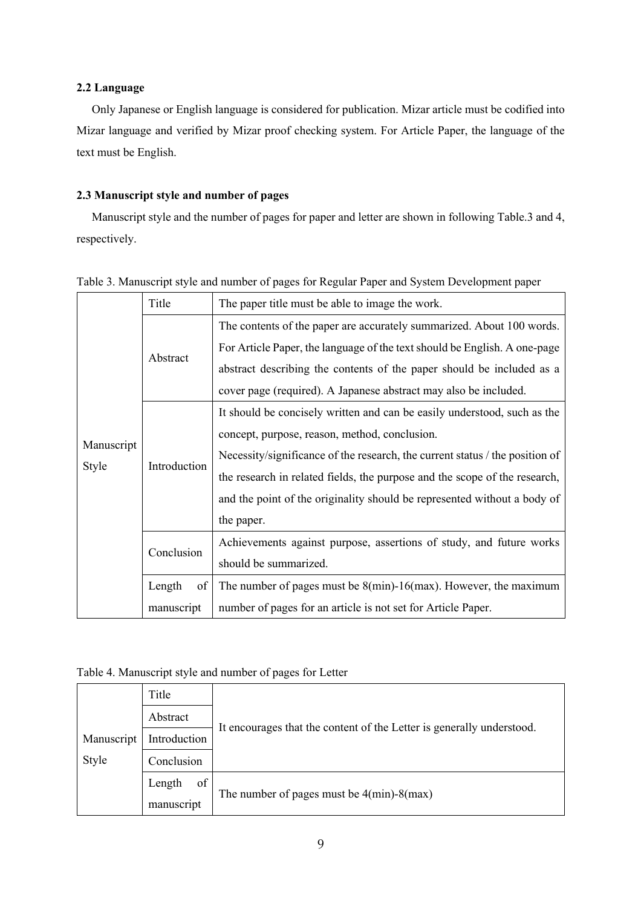### 2.2 Language

Only Japanese or English language is considered for publication. Mizar article must be codified into Mizar language and verified by Mizar proof checking system. For Article Paper, the language of the text must be English.

### 2.3 Manuscript style and number of pages

Manuscript style and the number of pages for paper and letter are shown in following Table.3 and 4, respectively.

Table 3. Manuscript style and number of pages for Regular Paper and System Development paper

| | | |
|---|---|---|
| Manuscript Style | Title | The paper title must be able to image the work. |
| | Abstract | The contents of the paper are accurately summarized. About 100 words. For Article Paper, the language of the text should be English. A one-page abstract describing the contents of the paper should be included as a cover page (required). A Japanese abstract may also be included. |
| | Introduction | It should be concisely written and can be easily understood, such as the concept, purpose, reason, method, conclusion. Necessity/significance of the research, the current status / the position of the research in related fields, the purpose and the scope of the research, and the point of the originality should be represented without a body of the paper. |
| | Conclusion | Achievements against purpose, assertions of study, and future works should be summarized. |
| | Length of manuscript | The number of pages must be 8(min)-16(max). However, the maximum number of pages for an article is not set for Article Paper. |

Table 4. Manuscript style and number of pages for Letter

| | | |
|---|---|---|
| Manuscript Style | Title | It encourages that the content of the Letter is generally understood. |
| | Abstract | |
| | Introduction | |
| | Conclusion | |
| | Length of manuscript | The number of pages must be 4(min)-8(max) |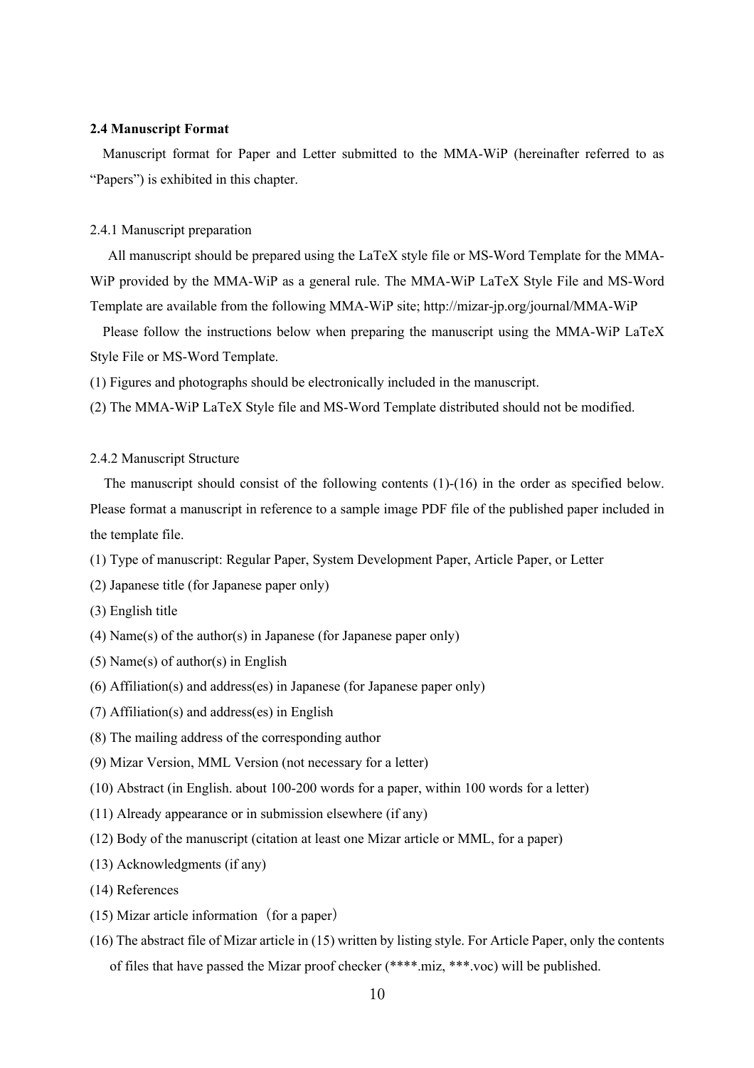### 2.4 Manuscript Format

Manuscript format for Paper and Letter submitted to the MMA-WiP (hereinafter referred to as "Papers") is exhibited in this chapter.

#### 2.4.1 Manuscript preparation

All manuscript should be prepared using the LaTeX style file or MS-Word Template for the MMA-WiP provided by the MMA-WiP as a general rule. The MMA-WiP LaTeX Style File and MS-Word Template are available from the following MMA-WiP site; http://mizar-jp.org/journal/MMA-WiP

Please follow the instructions below when preparing the manuscript using the MMA-WiP LaTeX Style File or MS-Word Template.

(1) Figures and photographs should be electronically included in the manuscript.

(2) The MMA-WiP LaTeX Style file and MS-Word Template distributed should not be modified.

#### 2.4.2 Manuscript Structure

The manuscript should consist of the following contents (1)-(16) in the order as specified below. Please format a manuscript in reference to a sample image PDF file of the published paper included in the template file.

(1) Type of manuscript: Regular Paper, System Development Paper, Article Paper, or Letter

(2) Japanese title (for Japanese paper only)

(3) English title

(4) Name(s) of the author(s) in Japanese (for Japanese paper only)

(5) Name(s) of author(s) in English

(6) Affiliation(s) and address(es) in Japanese (for Japanese paper only)

(7) Affiliation(s) and address(es) in English

(8) The mailing address of the corresponding author

(9) Mizar Version, MML Version (not necessary for a letter)

(10) Abstract (in English. about 100-200 words for a paper, within 100 words for a letter)

(11) Already appearance or in submission elsewhere (if any)

(12) Body of the manuscript (citation at least one Mizar article or MML, for a paper)

(13) Acknowledgments (if any)

(14) References

(15) Mizar article information（for a paper）

(16) The abstract file of Mizar article in (15) written by listing style. For Article Paper, only the contents of files that have passed the Mizar proof checker (****.miz, ***.voc) will be published.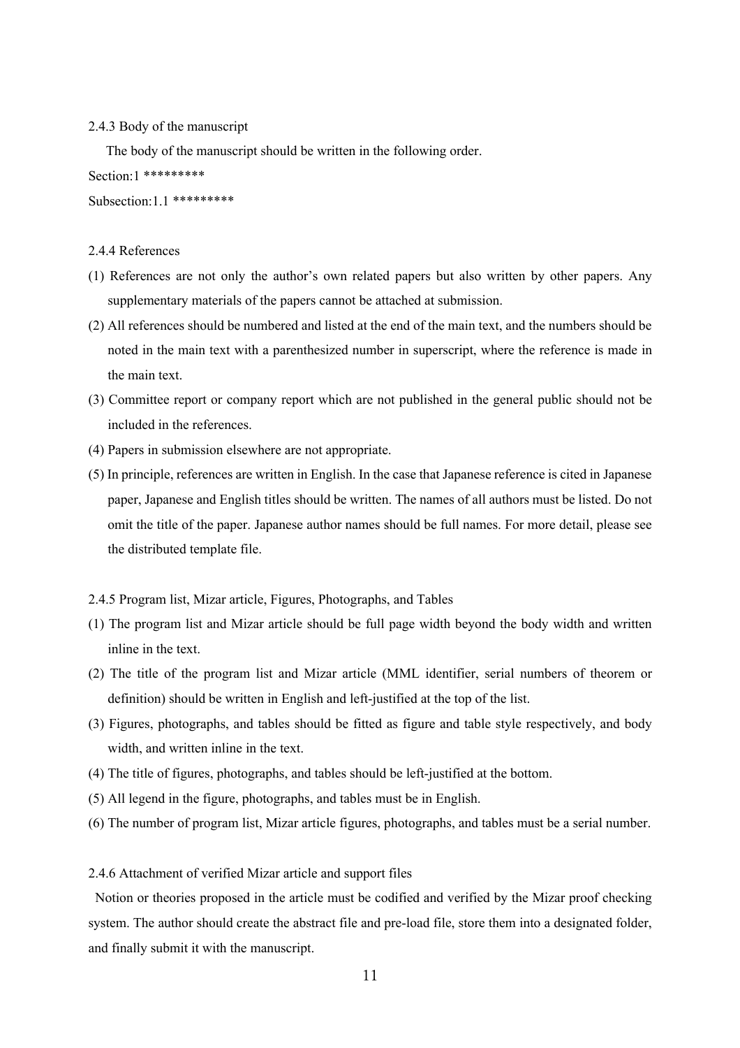### 2.4.3 Body of the manuscript

The body of the manuscript should be written in the following order.

Section:1 *********

Subsection:1.1 *********

### 2.4.4 References

(1) References are not only the author's own related papers but also written by other papers. Any supplementary materials of the papers cannot be attached at submission.

(2) All references should be numbered and listed at the end of the main text, and the numbers should be noted in the main text with a parenthesized number in superscript, where the reference is made in the main text.

(3) Committee report or company report which are not published in the general public should not be included in the references.

(4) Papers in submission elsewhere are not appropriate.

(5) In principle, references are written in English. In the case that Japanese reference is cited in Japanese paper, Japanese and English titles should be written. The names of all authors must be listed. Do not omit the title of the paper. Japanese author names should be full names. For more detail, please see the distributed template file.

### 2.4.5 Program list, Mizar article, Figures, Photographs, and Tables

(1) The program list and Mizar article should be full page width beyond the body width and written inline in the text.

(2) The title of the program list and Mizar article (MML identifier, serial numbers of theorem or definition) should be written in English and left-justified at the top of the list.

(3) Figures, photographs, and tables should be fitted as figure and table style respectively, and body width, and written inline in the text.

(4) The title of figures, photographs, and tables should be left-justified at the bottom.

(5) All legend in the figure, photographs, and tables must be in English.

(6) The number of program list, Mizar article figures, photographs, and tables must be a serial number.

### 2.4.6 Attachment of verified Mizar article and support files

Notion or theories proposed in the article must be codified and verified by the Mizar proof checking system. The author should create the abstract file and pre-load file, store them into a designated folder, and finally submit it with the manuscript.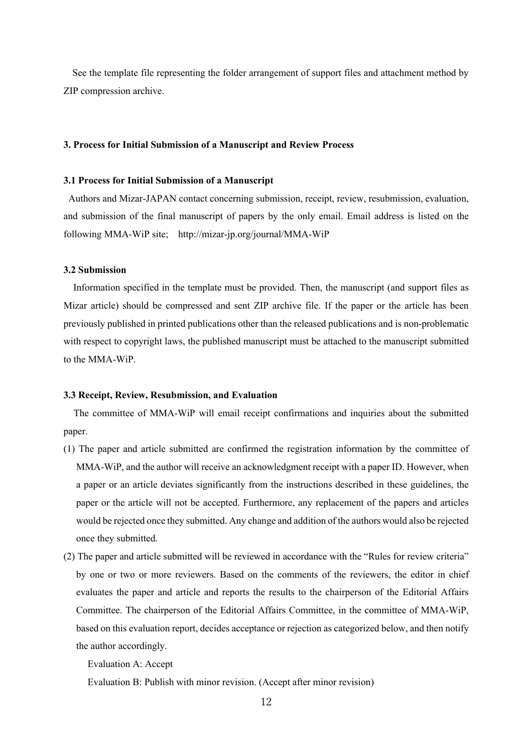See the template file representing the folder arrangement of support files and attachment method by ZIP compression archive.

### 3. Process for Initial Submission of a Manuscript and Review Process

#### 3.1 Process for Initial Submission of a Manuscript

Authors and Mizar-JAPAN contact concerning submission, receipt, review, resubmission, evaluation, and submission of the final manuscript of papers by the only email. Email address is listed on the following MMA-WiP site; http://mizar-jp.org/journal/MMA-WiP

#### 3.2 Submission

Information specified in the template must be provided. Then, the manuscript (and support files as Mizar article) should be compressed and sent ZIP archive file. If the paper or the article has been previously published in printed publications other than the released publications and is non-problematic with respect to copyright laws, the published manuscript must be attached to the manuscript submitted to the MMA-WiP.

#### 3.3 Receipt, Review, Resubmission, and Evaluation

The committee of MMA-WiP will email receipt confirmations and inquiries about the submitted paper.

(1) The paper and article submitted are confirmed the registration information by the committee of MMA-WiP, and the author will receive an acknowledgment receipt with a paper ID. However, when a paper or an article deviates significantly from the instructions described in these guidelines, the paper or the article will not be accepted. Furthermore, any replacement of the papers and articles would be rejected once they submitted. Any change and addition of the authors would also be rejected once they submitted.

(2) The paper and article submitted will be reviewed in accordance with the "Rules for review criteria" by one or two or more reviewers. Based on the comments of the reviewers, the editor in chief evaluates the paper and article and reports the results to the chairperson of the Editorial Affairs Committee. The chairperson of the Editorial Affairs Committee, in the committee of MMA-WiP, based on this evaluation report, decides acceptance or rejection as categorized below, and then notify the author accordingly.

Evaluation A: Accept

Evaluation B: Publish with minor revision. (Accept after minor revision)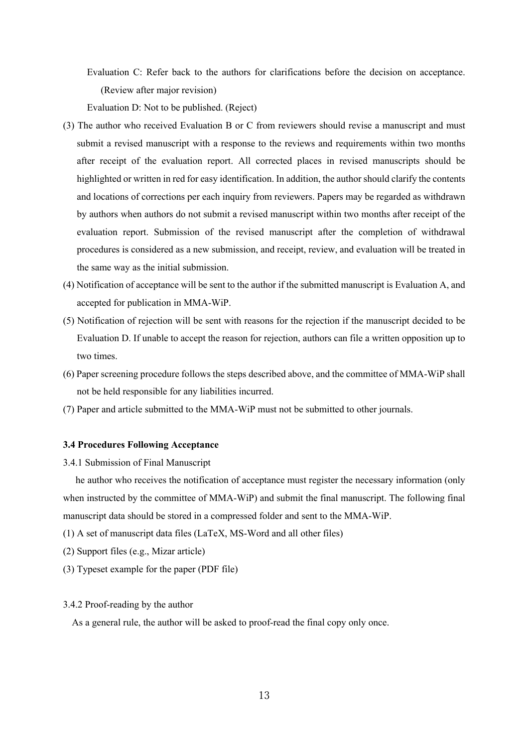Evaluation C: Refer back to the authors for clarifications before the decision on acceptance. (Review after major revision)

Evaluation D: Not to be published. (Reject)

(3) The author who received Evaluation B or C from reviewers should revise a manuscript and must submit a revised manuscript with a response to the reviews and requirements within two months after receipt of the evaluation report. All corrected places in revised manuscripts should be highlighted or written in red for easy identification. In addition, the author should clarify the contents and locations of corrections per each inquiry from reviewers. Papers may be regarded as withdrawn by authors when authors do not submit a revised manuscript within two months after receipt of the evaluation report. Submission of the revised manuscript after the completion of withdrawal procedures is considered as a new submission, and receipt, review, and evaluation will be treated in the same way as the initial submission.

(4) Notification of acceptance will be sent to the author if the submitted manuscript is Evaluation A, and accepted for publication in MMA-WiP.

(5) Notification of rejection will be sent with reasons for the rejection if the manuscript decided to be Evaluation D. If unable to accept the reason for rejection, authors can file a written opposition up to two times.

(6) Paper screening procedure follows the steps described above, and the committee of MMA-WiP shall not be held responsible for any liabilities incurred.

(7) Paper and article submitted to the MMA-WiP must not be submitted to other journals.

### 3.4 Procedures Following Acceptance

3.4.1 Submission of Final Manuscript

he author who receives the notification of acceptance must register the necessary information (only when instructed by the committee of MMA-WiP) and submit the final manuscript. The following final manuscript data should be stored in a compressed folder and sent to the MMA-WiP.

(1) A set of manuscript data files (LaTeX, MS-Word and all other files)

(2) Support files (e.g., Mizar article)

(3) Typeset example for the paper (PDF file)

3.4.2 Proof-reading by the author

As a general rule, the author will be asked to proof-read the final copy only once.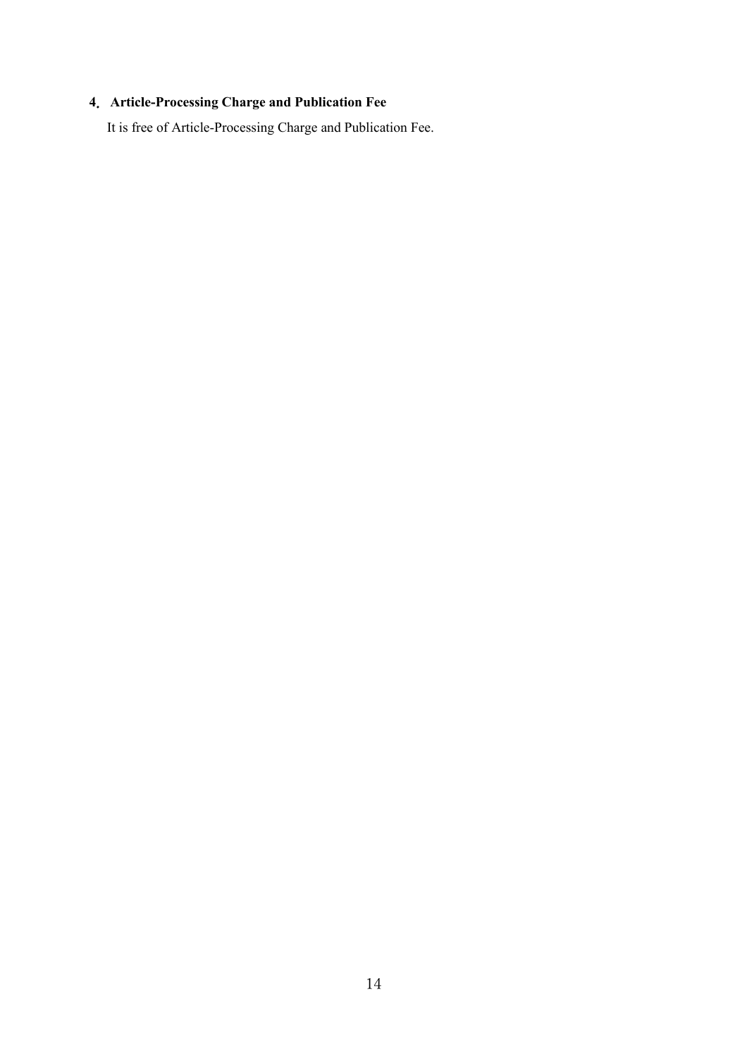## 4. Article-Processing Charge and Publication Fee

It is free of Article-Processing Charge and Publication Fee.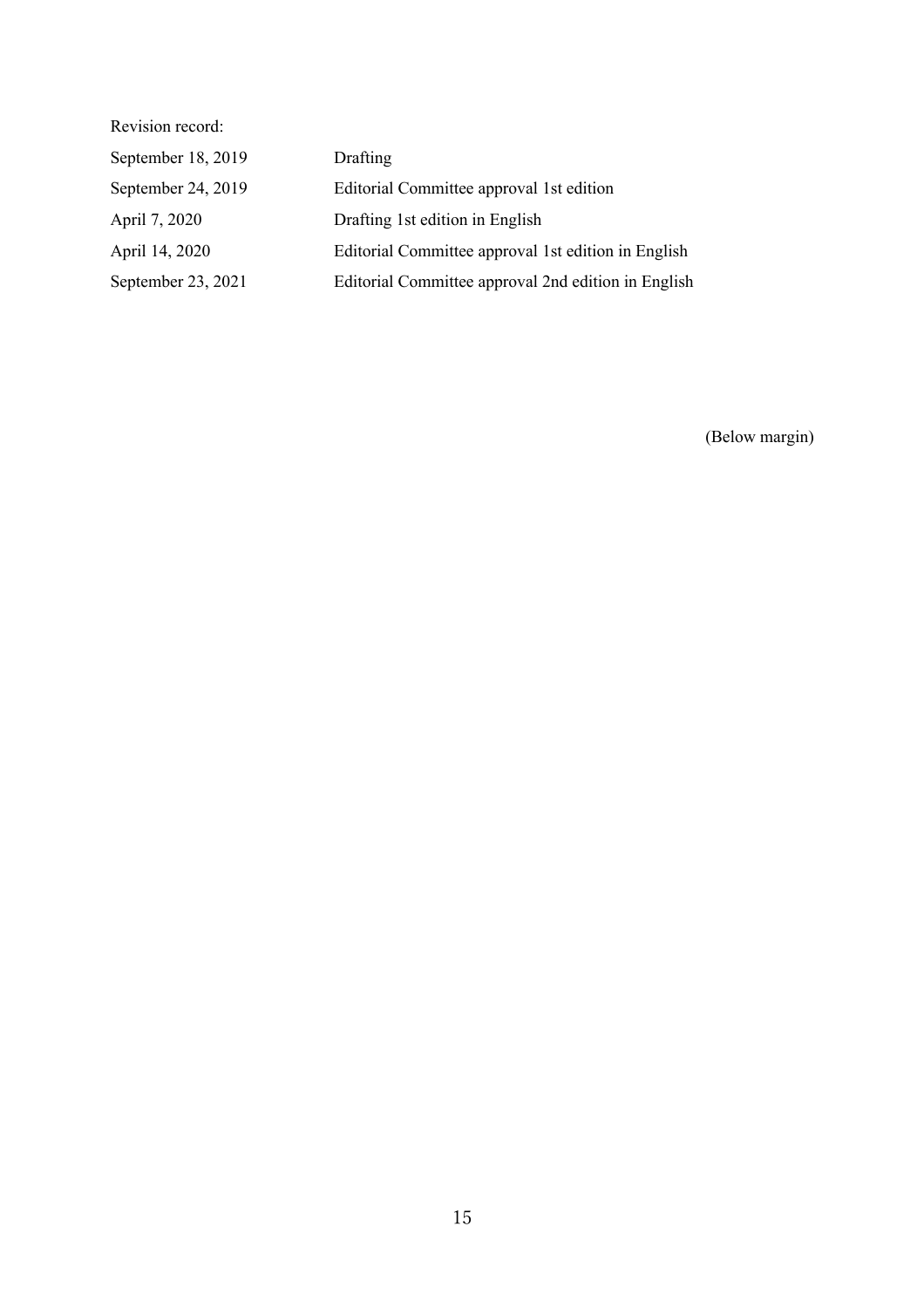Revision record:

| | |
|---|---|
| September 18, 2019 | Drafting |
| September 24, 2019 | Editorial Committee approval 1st edition |
| April 7, 2020 | Drafting 1st edition in English |
| April 14, 2020 | Editorial Committee approval 1st edition in English |
| September 23, 2021 | Editorial Committee approval 2nd edition in English |

(Below margin)